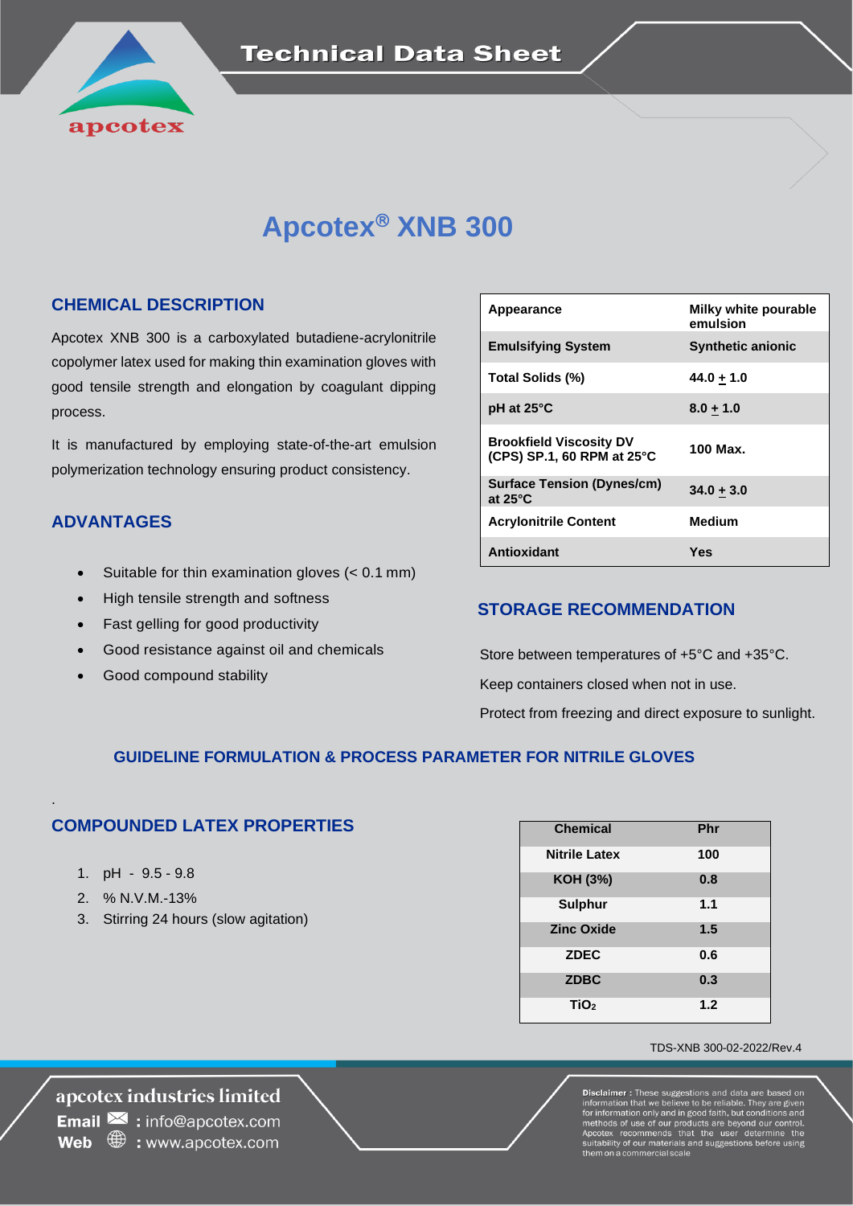# Technical Data Sheet

# Apcotex® XNB 300

## CHEMICAL DESCRIPTION

Apcotex XNB 300 is a carboxylated butadiene-acrylonitrile copolymer latex used for making thin examination gloves with good tensile strength and elongation by coagulant dipping process.

It is manufactured by employing state-of-the-art emulsion polymerization technology ensuring product consistency.

| Property | Value |
|---|---|
| Appearance | Milky white pourable emulsion |
| Emulsifying System | Synthetic anionic |
| Total Solids (%) | 44.0 ± 1.0 |
| pH at 25°C | 8.0 ± 1.0 |
| Brookfield Viscosity DV (CPS) SP.1, 60 RPM at 25°C | 100 Max. |
| Surface Tension (Dynes/cm) at 25°C | 34.0 ± 3.0 |
| Acrylonitrile Content | Medium |
| Antioxidant | Yes |

## ADVANTAGES

- Suitable for thin examination gloves (< 0.1 mm)
- High tensile strength and softness
- Fast gelling for good productivity
- Good resistance against oil and chemicals
- Good compound stability

## STORAGE RECOMMENDATION

Store between temperatures of +5°C and +35°C.

Keep containers closed when not in use.

Protect from freezing and direct exposure to sunlight.

## GUIDELINE FORMULATION & PROCESS PARAMETER FOR NITRILE GLOVES

### COMPOUNDED LATEX PROPERTIES

1. pH - 9.5 - 9.8
2. % N.V.M.-13%
3. Stirring 24 hours (slow agitation)

| Chemical | Phr |
|---|---|
| Nitrile Latex | 100 |
| KOH (3%) | 0.8 |
| Sulphur | 1.1 |
| Zinc Oxide | 1.5 |
| ZDEC | 0.6 |
| ZDBC | 0.3 |
| $TiO_2$ | 1.2 |

TDS-XNB 300-02-2022/Rev.4

**apcotex industries limited**
**Email** : info@apcotex.com
**Web** : www.apcotex.com

**Disclaimer** : These suggestions and data are based on information that we believe to be reliable. They are given for information only and in good faith, but conditions and methods of use of our products are beyond our control. Apcotex recommends that the user determine the suitability of our materials and suggestions before using them on a commercial scale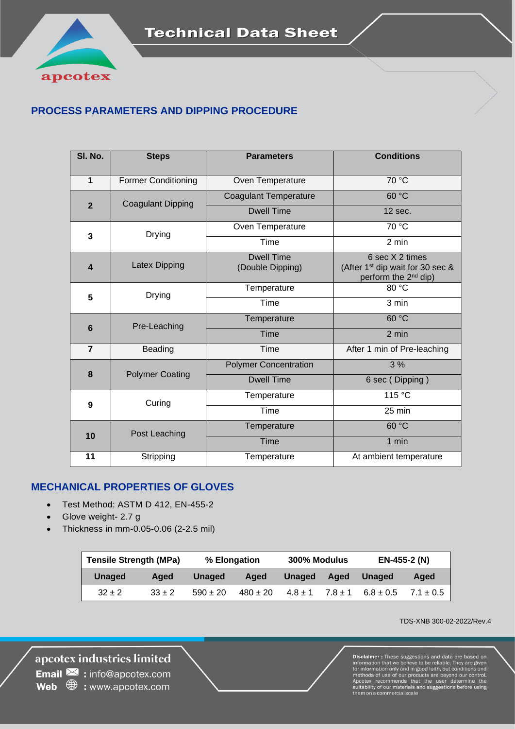## PROCESS PARAMETERS AND DIPPING PROCEDURE

| Sl. No. | Steps | Parameters | Conditions |
|---|---|---|---|
| 1 | Former Conditioning | Oven Temperature | 70 °C |
| 2 | Coagulant Dipping | Coagulant Temperature | 60 °C |
| | | Dwell Time | 12 sec. |
| 3 | Drying | Oven Temperature | 70 °C |
| | | Time | 2 min |
| 4 | Latex Dipping | Dwell Time (Double Dipping) | 6 sec X 2 times (After 1st dip wait for 30 sec & perform the 2nd dip) |
| 5 | Drying | Temperature | 80 °C |
| | | Time | 3 min |
| 6 | Pre-Leaching | Temperature | 60 °C |
| | | Time | 2 min |
| 7 | Beading | Time | After 1 min of Pre-leaching |
| 8 | Polymer Coating | Polymer Concentration | 3 % |
| | | Dwell Time | 6 sec ( Dipping ) |
| 9 | Curing | Temperature | 115 °C |
| | | Time | 25 min |
| 10 | Post Leaching | Temperature | 60 °C |
| | | Time | 1 min |
| 11 | Stripping | Temperature | At ambient temperature |

## MECHANICAL PROPERTIES OF GLOVES

- Test Method: ASTM D 412, EN-455-2
- Glove weight- 2.7 g
- Thickness in mm-0.05-0.06 (2-2.5 mil)

| Tensile Strength (MPa) | | % Elongation | | 300% Modulus | | EN-455-2 (N) | |
|---|---|---|---|---|---|---|---|
| Unaged | Aged | Unaged | Aged | Unaged | Aged | Unaged | Aged |
| 32 ± 2 | 33 ± 2 | 590 ± 20 | 480 ± 20 | 4.8 ± 1 | 7.8 ± 1 | 6.8 ± 0.5 | 7.1 ± 0.5 |

TDS-XNB 300-02-2022/Rev.4

**apcotex industries limited**
**Email** : info@apcotex.com
**Web** : www.apcotex.com

**Disclaimer :** These suggestions and data are based on information that we believe to be reliable. They are given for information only and in good faith, but conditions and methods of use of our products are beyond our control. Apcotex recommends that the user determine the suitability of our materials and suggestions before using them on a commercial scale